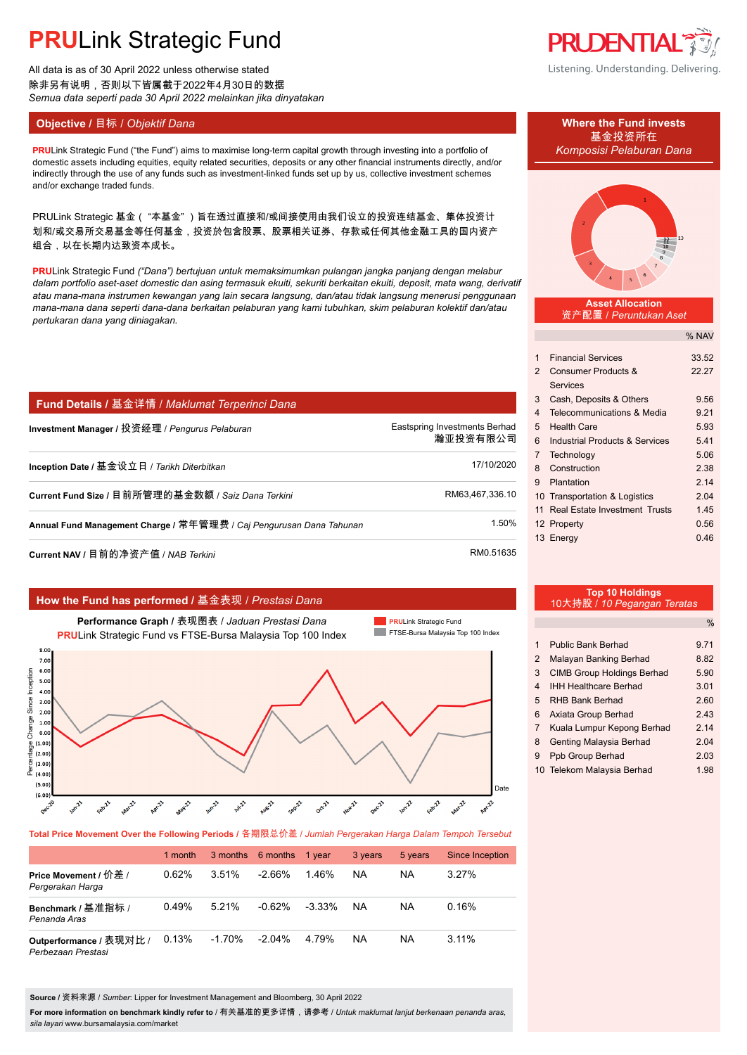# PRULink Strategic Fund

All data is as of 30 April 2022 unless otherwise stated
除非另有说明，否则以下皆属截于2022年4月30日的数据
*Semua data seperti pada 30 April 2022 melainkan jika dinyatakan*

PRUDENTIAL
Listening. Understanding. Delivering.

## Objective / 目标 / *Objektif Dana*

**PRU**Link Strategic Fund ("the Fund") aims to maximise long-term capital growth through investing into a portfolio of domestic assets including equities, equity related securities, deposits or any other financial instruments directly, and/or indirectly through the use of any funds such as investment-linked funds set up by us, collective investment schemes and/or exchange traded funds.

PRULink Strategic 基金（"本基金"）旨在透过直接和/或间接使用由我们设立的投资连结基金、集体投资计划和/或交易所交易基金等任何基金，投资於包含股票、股票相关证券、存款或任何其他金融工具的国内资产组合，以在长期内达致资本成长。

**PRU**Link Strategic Fund *("Dana") bertujuan untuk memaksimumkan pulangan jangka panjang dengan melabur dalam portfolio aset-aset domestic dan asing termasuk ekuiti, sekuriti berkaitan ekuiti, deposit, mata wang, derivatif atau mana-mana instrumen kewangan yang lain secara langsung, dan/atau tidak langsung menerusi penggunaan mana-mana dana seperti dana-dana berkaitan pelaburan yang kami tubuhkan, skim pelaburan kolektif dan/atau pertukaran dana yang diniagakan.*

## Fund Details / 基金详情 / *Maklumat Terperinci Dana*

| | |
|---|---|
| **Investment Manager / 投资经理 /** *Pengurus Pelaburan* | Eastspring Investments Berhad 瀚亚投资有限公司 |
| **Inception Date / 基金设立日 /** *Tarikh Diterbitkan* | 17/10/2020 |
| **Current Fund Size / 目前所管理的基金数额 /** *Saiz Dana Terkini* | RM63,467,336.10 |
| **Annual Fund Management Charge / 常年管理费 /** *Caj Pengurusan Dana Tahunan* | 1.50% |
| **Current NAV / 目前的净资产值 /** *NAB Terkini* | RM0.51635 |

## How the Fund has performed / 基金表现 / *Prestasi Dana*

**Performance Graph / 表现图表 /** *Jaduan Prestasi Dana*
**PRU**Link Strategic Fund vs FTSE-Bursa Malaysia Top 100 Index

Legend: **PRU**Link Strategic Fund; FTSE-Bursa Malaysia Top 100 Index

**Total Price Movement Over the Following Periods / 各期限总价差 /** *Jumlah Pergerakan Harga Dalam Tempoh Tersebut*

| | 1 month | 3 months | 6 months | 1 year | 3 years | 5 years | Since Inception |
|---|---|---|---|---|---|---|---|
| **Price Movement / 价差 /** *Pergerakan Harga* | 0.62% | 3.51% | -2.66% | 1.46% | NA | NA | 3.27% |
| **Benchmark / 基准指标 /** *Penanda Aras* | 0.49% | 5.21% | -0.62% | -3.33% | NA | NA | 0.16% |
| **Outperformance / 表现对比 /** *Perbezaan Prestasi* | 0.13% | -1.70% | -2.04% | 4.79% | NA | NA | 3.11% |

**Source / 资料来源 /** *Sumber*: Lipper for Investment Management and Bloomberg, 30 April 2022

**For more information on benchmark kindly refer to / 有关基准的更多详情，请参考 /** *Untuk maklumat lanjut berkenaan penanda aras, sila layari* www.bursamalaysia.com/market

## Where the Fund invests / 基金投资所在 / *Komposisi Pelaburan Dana*

**Asset Allocation / 资产配置 /** *Peruntukan Aset*

| | | % NAV |
|---|---|---|
| 1 | Financial Services | 33.52 |
| 2 | Consumer Products & Services | 22.27 |
| 3 | Cash, Deposits & Others | 9.56 |
| 4 | Telecommunications & Media | 9.21 |
| 5 | Health Care | 5.93 |
| 6 | Industrial Products & Services | 5.41 |
| 7 | Technology | 5.06 |
| 8 | Construction | 2.38 |
| 9 | Plantation | 2.14 |
| 10 | Transportation & Logistics | 2.04 |
| 11 | Real Estate Investment Trusts | 1.45 |
| 12 | Property | 0.56 |
| 13 | Energy | 0.46 |

**Top 10 Holdings / 10大持股 /** *10 Pegangan Teratas*

| | | % |
|---|---|---|
| 1 | Public Bank Berhad | 9.71 |
| 2 | Malayan Banking Berhad | 8.82 |
| 3 | CIMB Group Holdings Berhad | 5.90 |
| 4 | IHH Healthcare Berhad | 3.01 |
| 5 | RHB Bank Berhad | 2.60 |
| 6 | Axiata Group Berhad | 2.43 |
| 7 | Kuala Lumpur Kepong Berhad | 2.14 |
| 8 | Genting Malaysia Berhad | 2.04 |
| 9 | Ppb Group Berhad | 2.03 |
| 10 | Telekom Malaysia Berhad | 1.98 |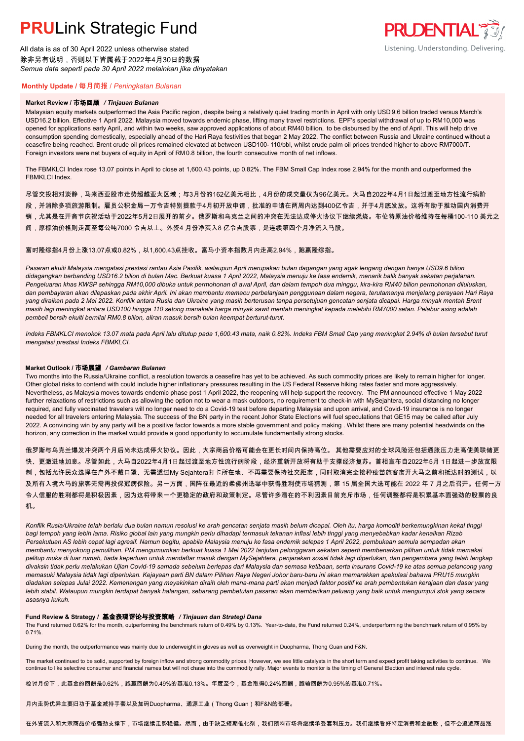# PRULink Strategic Fund

All data is as of 30 April 2022 unless otherwise stated
除非另有说明，否则以下皆属截于2022年4月30日的数据
*Semua data seperti pada 30 April 2022 melainkan jika dinyatakan*

## Monthly Update / 每月简报 / *Peningkatan Bulanan*

### Market Review / 市场回顾 / *Tinjauan Bulanan*

Malaysian equity markets outperformed the Asia Pacific region, despite being a relatively quiet trading month in April with only USD 9.6 billion traded versus March's USD16.2 billion. Effective 1 April 2022, Malaysia moved towards endemic phase, lifting many travel restrictions. EPF's special withdrawal of up to RM10,000 was opened for applications early April, and within two weeks, saw approved applications of about RM40 billion, to be disbursed by the end of April. This will help drive consumption spending domestically, especially ahead of the Hari Raya festivities that began 2 May 2022. The conflict between Russia and Ukraine continued without a ceasefire being reached. Brent crude oil prices remained elevated at between USD100- 110/bbl, whilst crude palm oil prices trended higher to above RM7000/T. Foreign investors were net buyers of equity in April of RM 0.8 billion, the fourth consecutive month of net inflows.

The FBMKLCI Index rose 13.07 points in April to close at 1,600.43 points, up 0.82%. The FBM Small Cap Index rose 2.94% for the month and outperformed the FBMKLCI Index.

尽管交投相对淡静，马来西亚股市走势超越亚太区域；与3月份的162亿美元相比，4月份的成交量仅为96亿美元。大马自2022年4月1日起过渡至地方性流行病阶段，并消除多项旅游限制。雇员公积金局一万令吉特别提款于4月初开放申请，批准的申请在两周内达到400亿令吉，并于4月底发放。这将有助于推动国内消费开销，尤其是在开斋节庆祝活动于2022年5月2日展开的前夕。俄罗斯和乌克兰之间的冲突在无法达成停火协议下继续燃烧。布伦特原油价格维持在每桶100-110 美元之间，原棕油价格则走高至每公吨7000 令吉以上。外资4 月份净买入8 亿令吉股票，是连续第四个月净流入马股。

富时隆综指4月份上涨13.07点或0.82%，以1,600.43点挂收。富马小资本指数月内走高2.94%，跑赢隆综指。

*Pasaran ekuiti Malaysia mengatasi prestasi rantau Asia Pasifik, walaupun April merupakan bulan dagangan yang agak lengang dengan hanya USD9.6 bilion didagangkan berbanding USD16.2 bilion di bulan Mac. Berkuat kuasa 1 April 2022, Malaysia menuju ke fasa endemik, menarik balik banyak sekatan perjalanan. Pengeluaran khas KWSP sehingga RM10,000 dibuka untuk permohonan di awal April, dan dalam tempoh dua minggu, kira-kira RM40 bilion permohonan diluluskan, dan pembayaran akan dilepaskan pada akhir April. Ini akan membantu memacu perbelanjaan penggunaan dalam negara, terutamanya menjelang perayaan Hari Raya yang diraikan pada 2 Mei 2022. Konflik antara Rusia dan Ukraine yang masih berterusan tanpa persetujuan gencatan senjata dicapai. Harga minyak mentah Brent masih lagi meningkat antara USD100 hingga 110 setong manakala harga minyak sawit mentah meningkat kepada melebihi RM7000 setan. Pelabur asing adalah pembeli bersih ekuiti bernilai RM0.8 bilion, aliran masuk bersih bulan keempat berturut-turut.*

*Indeks FBMKLCI menokok 13.07 mata pada April lalu ditutup pada 1,600.43 mata, naik 0.82%. Indeks FBM Small Cap yang meningkat 2.94% di bulan tersebut turut mengatasi prestasi Indeks FBMKLCI.*

### Market Outlook / 市场展望 / *Gambaran Bulanan*

Two months into the Russia/Ukraine conflict, a resolution towards a ceasefire has yet to be achieved. As such commodity prices are likely to remain higher for longer. Other global risks to contend with could include higher inflationary pressures resulting in the US Federal Reserve hiking rates faster and more aggressively. Nevertheless, as Malaysia moves towards endemic phase post 1 April 2022, the reopening will help support the recovery. The PM announced effective 1 May 2022 further relaxations of restrictions such as allowing the option not to wear a mask outdoors, no requirement to check-in with MySejahtera, social distancing no longer required, and fully vaccinated travelers will no longer need to do a Covid-19 test before departing Malaysia and upon arrival, and Covid-19 insurance is no longer needed for all travelers entering Malaysia. The success of the BN party in the recent Johor State Elections will fuel speculations that GE15 may be called after July 2022. A convincing win by any party will be a positive factor towards a more stable government and policy making . Whilst there are many potential headwinds on the horizon, any correction in the market would provide a good opportunity to accumulate fundamentally strong stocks.

俄罗斯与乌克兰爆发冲突两个月后尚未达成停火协议。因此，大宗商品价格可能会在更长时间内保持高位。 其他需要应对的全球风险还包括通胀压力走高使美联储更快、更激进地加息。尽管如此，大马自2022年4月1日起过渡至地方性流行病阶段，经济重新开放将有助于支撑经济复苏。首相宣布自2022年5月 1日起进一步放宽限制，包括允许民众选择在户外不戴口罩、无需透过My Sejahtera打卡所在地、不再需要保持社交距离，同时取消完全接种疫苗旅客离开大马之前和抵达时的测试，以及所有入境大马的旅客无需再投保冠病保险。另一方面，国阵在最近的柔佛州选举中获得胜利使市场猜测，第 15 届全国大选可能在 2022 年 7 月之后召开。任何一方令人信服的胜利都将是积极因素，因为这将带来一个更稳定的政府和政策制定。尽管许多潜在的不利因素目前充斥市场，任何调整都将是积累基本面强劲的股票的良机。

*Konflik Rusia/Ukraine telah berlalu dua bulan namun resolusi ke arah gencatan senjata masih belum dicapai. Oleh itu, harga komoditi berkemungkinan kekal tinggi bagi tempoh yang lebih lama. Risiko global lain yang mungkin perlu dihadapi termasuk tekanan inflasi lebih tinggi yang menyebabkan kadar kenaikan Rizab Persekutuan AS lebih cepat lagi agresif. Namun begitu, apabila Malaysia menuju ke fasa endemik selepas 1 April 2022, pembukaan semula sempadan akan membantu menyokong pemulihan. PM mengumumkan berkuat kuasa 1 Mei 2022 lanjutan pelonggaran sekatan seperti membenarkan pilihan untuk tidak memakai pelitup muka di luar rumah, tiada keperluan untuk mendaftar masuk dengan MySejahtera, penjarakan sosial tidak lagi diperlukan, dan pengembara yang telah lengkap divaksin tidak perlu melakukan Ujian Covid-19 samada sebelum berlepas dari Malaysia dan semasa ketibaan, serta insurans Covid-19 ke atas semua pelancong yang memasuki Malaysia tidak lagi diperlukan. Kejayaan parti BN dalam Pilihan Raya Negeri Johor baru-baru ini akan memarakkan spekulasi bahawa PRU15 mungkin diadakan selepas Julai 2022. Kemenangan yang meyakinkan diraih oleh mana-mana parti akan menjadi faktor positif ke arah pembentukan kerajaan dan dasar yang lebih stabil. Walaupun mungkin terdapat banyak halangan, sebarang pembetulan pasaran akan memberikan peluang yang baik untuk mengumpul stok yang secara asasnya kukuh.*

### Fund Review & Strategy / 基金表现评论与投资策略 / *Tinjauan dan Strategi Dana*

The Fund returned 0.62% for the month, outperforming the benchmark return of 0.49% by 0.13%. Year-to-date, the Fund returned 0.24%, underperforming the benchmark return of 0.95% by 0.71%.

During the month, the outperformance was mainly due to underweight in gloves as well as overweight in Duopharma, Thong Guan and F&N.

The market continued to be solid, supported by foreign inflow and strong commodity prices. However, we see little catalysts in the short term and expect profit taking activities to continue. We continue to like selective consumer and financial names but will not chase into the commodity rally. Major events to monitor is the timing of General Election and interest rate cycle.

检讨月份下，此基金的回酬是0.62%，跑赢回酬为0.49%的基准0.13%。年度至今，基金取得0.24%回酬，跑输回酬为0.95%的基准0.71%。

月内走势优异主要归功于基金减持手套以及加码Duopharma、通源工业（Thong Guan）和F&N的部署。

在外资流入和大宗商品价格强劲支撑下，市场继续走势稳健。然而，由于缺乏短期催化剂，我们预料市场将继续承受套利压力。我们继续看好特定消费和金融股，但不会追逐商品涨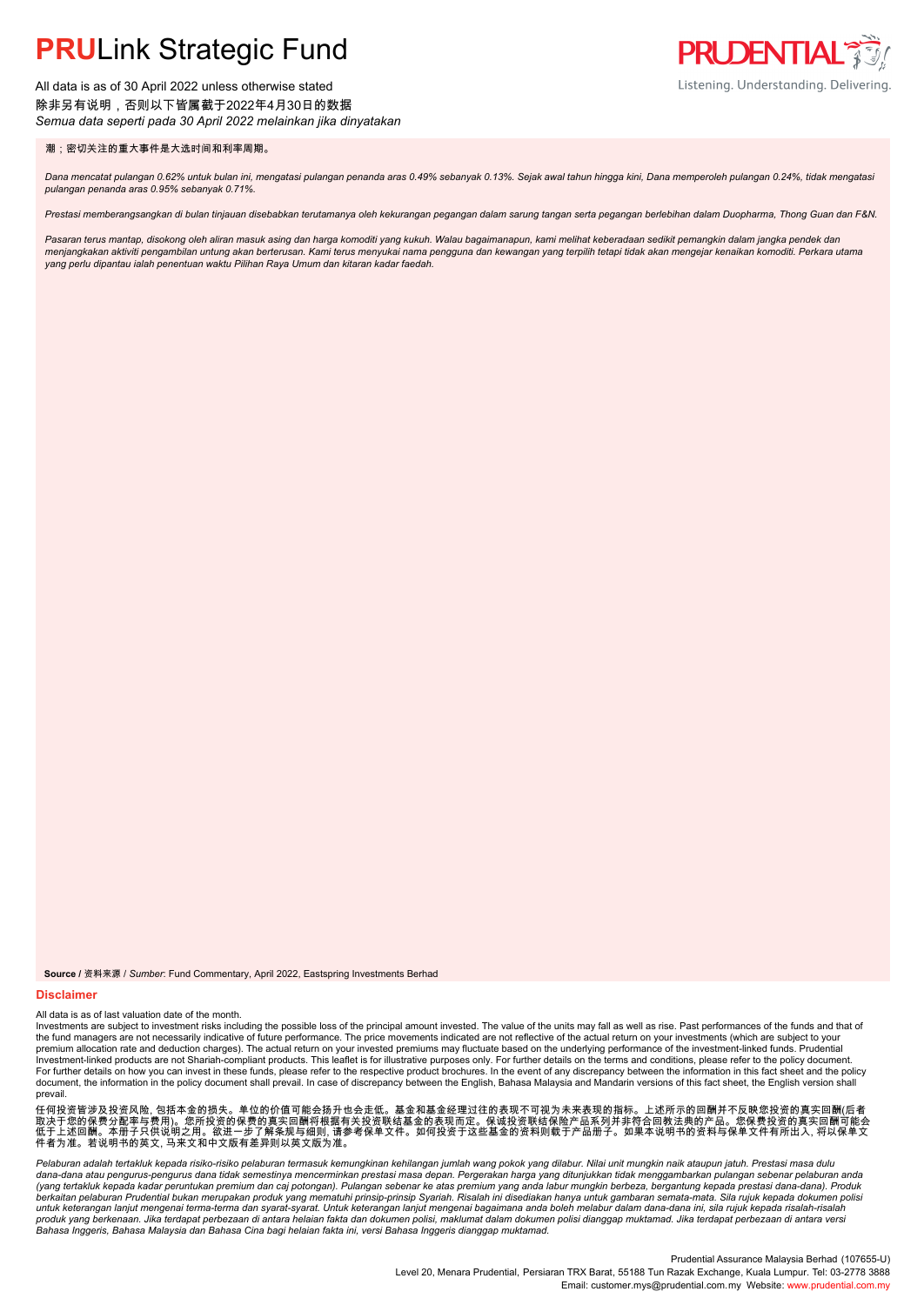# PRULink Strategic Fund

All data is as of 30 April 2022 unless otherwise stated
除非另有说明，否则以下皆属截于2022年4月30日的数据
*Semua data seperti pada 30 April 2022 melainkan jika dinyatakan*

潮；密切关注的重大事件是大选时间和利率周期。

*Dana mencatat pulangan 0.62% untuk bulan ini, mengatasi pulangan penanda aras 0.49% sebanyak 0.13%. Sejak awal tahun hingga kini, Dana memperoleh pulangan 0.24%, tidak mengatasi pulangan penanda aras 0.95% sebanyak 0.71%.*

*Prestasi memberangsangkan di bulan tinjauan disebabkan terutamanya oleh kekurangan pegangan dalam sarung tangan serta pegangan berlebihan dalam Duopharma, Thong Guan dan F&N.*

*Pasaran terus mantap, disokong oleh aliran masuk asing dan harga komoditi yang kukuh. Walau bagaimanapun, kami melihat keberadaan sedikit pemangkin dalam jangka pendek dan menjangkakan aktiviti pengambilan untung akan berterusan. Kami terus menyukai nama pengguna dan kewangan yang terpilih tetapi tidak akan mengejar kenaikan komoditi. Perkara utama yang perlu dipantau ialah penentuan waktu Pilihan Raya Umum dan kitaran kadar faedah.*

**Source** / 资料来源 / *Sumber*: Fund Commentary, April 2022, Eastspring Investments Berhad

### Disclaimer

All data is as of last valuation date of the month.
Investments are subject to investment risks including the possible loss of the principal amount invested. The value of the units may fall as well as rise. Past performances of the funds and that of the fund managers are not necessarily indicative of future performance. The price movements indicated are not reflective of the actual return on your investments (which are subject to your premium allocation rate and deduction charges). The actual return on your invested premiums may fluctuate based on the underlying performance of the investment-linked funds. Prudential Investment-linked products are not Shariah-compliant products. This leaflet is for illustrative purposes only. For further details on the terms and conditions, please refer to the policy document. For further details on how you can invest in these funds, please refer to the respective product brochures. In the event of any discrepancy between the information in this fact sheet and the policy document, the information in the policy document shall prevail. In case of discrepancy between the English, Bahasa Malaysia and Mandarin versions of this fact sheet, the English version shall prevail.

任何投资皆涉及投资风险, 包括本金的损失。单位的价值可能会扬升也会走低。基金和基金经理过往的表现不可视为未来表现的指标。上述所示的回酬并不反映您投资的真实回酬(后者取决于您的保费分配率与费用)。您所投资的保费的真实回酬将根据有关投资联结基金的表现而定。保诚投资联结保险产品系列并非符合回教法典的产品。您保费投资的真实回酬可能会低于上述回酬。本册子只供说明之用。欲进一步了解条规与细则, 请参考保单文件。如何投资于这些基金的资料则载于产品册子。如果本说明书的资料与保单文件有所出入, 将以保单文件者为准。若说明书的英文, 马来文和中文版有差异则以英文版为准。

*Pelaburan adalah tertakluk kepada risiko-risiko pelaburan termasuk kemungkinan kehilangan jumlah wang pokok yang dilabur. Nilai unit mungkin naik ataupun jatuh. Prestasi masa dulu dana-dana atau pengurus-pengurus dana tidak semestinya mencerminkan prestasi masa depan. Pergerakan harga yang ditunjukkan tidak menggambarkan pulangan sebenar pelaburan anda (yang tertakluk kepada kadar peruntukan premium dan caj potongan). Pulangan sebenar ke atas premium yang anda labur mungkin berbeza, bergantung kepada prestasi dana-dana). Produk berkaitan pelaburan Prudential bukan merupakan produk yang mematuhi prinsip-prinsip Syariah. Risalah ini disediakan hanya untuk gambaran semata-mata. Sila rujuk kepada dokumen polisi untuk keterangan lanjut mengenai terma-terma dan syarat-syarat. Untuk keterangan lanjut mengenai bagaimana anda boleh melabur dalam dana-dana ini, sila rujuk kepada risalah-risalah produk yang berkenaan. Jika terdapat perbezaan di antara helaian fakta dan dokumen polisi, maklumat dalam dokumen polisi dianggap muktamad. Jika terdapat perbezaan di antara versi Bahasa Inggeris, Bahasa Malaysia dan Bahasa Cina bagi helaian fakta ini, versi Bahasa Inggeris dianggap muktamad.*

Prudential Assurance Malaysia Berhad (107655-U)
Level 20, Menara Prudential, Persiaran TRX Barat, 55188 Tun Razak Exchange, Kuala Lumpur. Tel: 03-2778 3888
Email: customer.mys@prudential.com.my Website: www.prudential.com.my